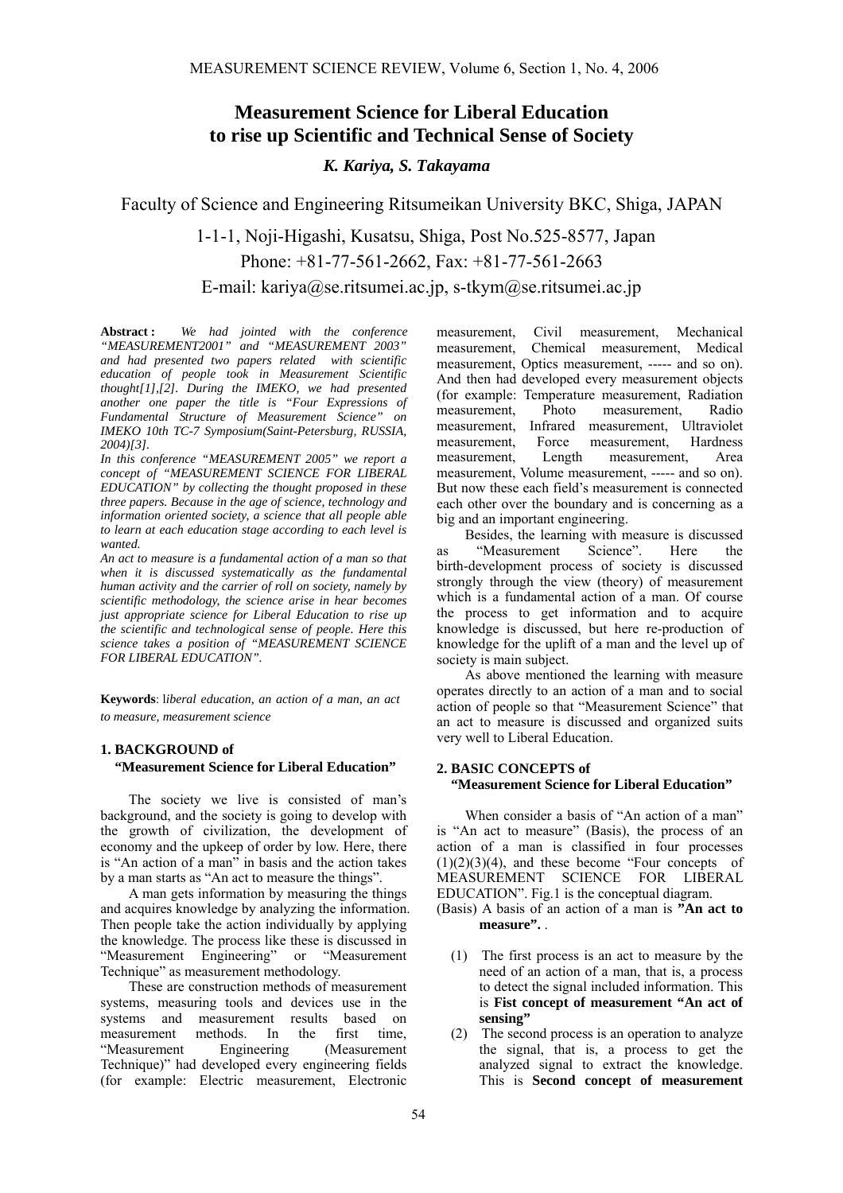# Measurement Science for Liberal Education to rise up Scientific and Technical Sense of Society

***K. Kariya, S. Takayama***

Faculty of Science and Engineering Ritsumeikan University BKC, Shiga, JAPAN

1-1-1, Noji-Higashi, Kusatsu, Shiga, Post No.525-8577, Japan

Phone: +81-77-561-2662, Fax: +81-77-561-2663

E-mail: kariya@se.ritsumei.ac.jp, s-tkym@se.ritsumei.ac.jp

**Abstract :** *We had jointed with the conference "MEASUREMENT2001" and "MEASUREMENT 2003" and had presented two papers related with scientific education of people took in Measurement Scientific thought[1],[2]. During the IMEKO, we had presented another one paper the title is "Four Expressions of Fundamental Structure of Measurement Science" on IMEKO 10th TC-7 Symposium(Saint-Petersburg, RUSSIA, 2004)[3].*

*In this conference "MEASUREMENT 2005" we report a concept of "MEASUREMENT SCIENCE FOR LIBERAL EDUCATION" by collecting the thought proposed in these three papers. Because in the age of science, technology and information oriented society, a science that all people able to learn at each education stage according to each level is wanted.*

*An act to measure is a fundamental action of a man so that when it is discussed systematically as the fundamental human activity and the carrier of roll on society, namely by scientific methodology, the science arise in hear becomes just appropriate science for Liberal Education to rise up the scientific and technological sense of people. Here this science takes a position of "MEASUREMENT SCIENCE FOR LIBERAL EDUCATION".*

**Keywords**: l*iberal education, an action of a man, an act to measure, measurement science*

## 1. BACKGROUND of "Measurement Science for Liberal Education"

The society we live is consisted of man's background, and the society is going to develop with the growth of civilization, the development of economy and the upkeep of order by low. Here, there is "An action of a man" in basis and the action takes by a man starts as "An act to measure the things".

A man gets information by measuring the things and acquires knowledge by analyzing the information. Then people take the action individually by applying the knowledge. The process like these is discussed in "Measurement Engineering" or "Measurement Technique" as measurement methodology.

These are construction methods of measurement systems, measuring tools and devices use in the systems and measurement results based on measurement methods. In the first time, "Measurement Engineering (Measurement Technique)" had developed every engineering fields (for example: Electric measurement, Electronic measurement, Civil measurement, Mechanical measurement, Chemical measurement, Medical measurement, Optics measurement, ----- and so on). And then had developed every measurement objects (for example: Temperature measurement, Radiation measurement, Photo measurement, Radio measurement, Infrared measurement, Ultraviolet measurement, Force measurement, Hardness measurement, Length measurement, Area measurement, Volume measurement, ----- and so on). But now these each field's measurement is connected each other over the boundary and is concerning as a big and an important engineering.

Besides, the learning with measure is discussed as "Measurement Science". Here the birth-development process of society is discussed strongly through the view (theory) of measurement which is a fundamental action of a man. Of course the process to get information and to acquire knowledge is discussed, but here re-production of knowledge for the uplift of a man and the level up of society is main subject.

As above mentioned the learning with measure operates directly to an action of a man and to social action of people so that "Measurement Science" that an act to measure is discussed and organized suits very well to Liberal Education.

## 2. BASIC CONCEPTS of "Measurement Science for Liberal Education"

When consider a basis of "An action of a man" is "An act to measure" (Basis), the process of an action of a man is classified in four processes (1)(2)(3)(4), and these become "Four concepts of MEASUREMENT SCIENCE FOR LIBERAL EDUCATION". Fig.1 is the conceptual diagram.

(Basis) A basis of an action of a man is **"An act to measure".** .

1. The first process is an act to measure by the need of an action of a man, that is, a process to detect the signal included information. This is **Fist concept of measurement "An act of sensing"**
2. The second process is an operation to analyze the signal, that is, a process to get the analyzed signal to extract the knowledge. This is **Second concept of measurement**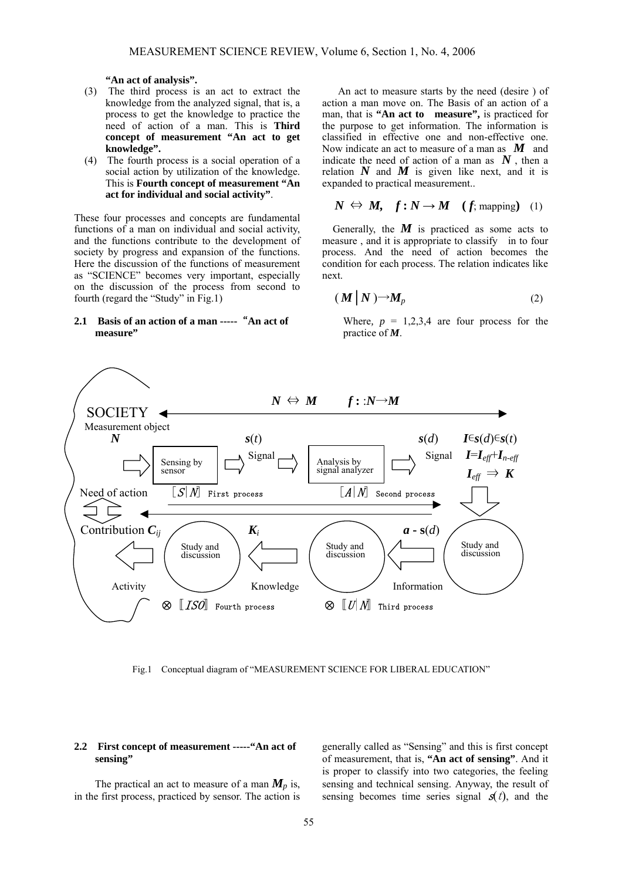**"An act of analysis".**

(3) The third process is an act to extract the knowledge from the analyzed signal, that is, a process to get the knowledge to practice the need of action of a man. This is **Third concept of measurement "An act to get knowledge".**

(4) The fourth process is a social operation of a social action by utilization of the knowledge. This is **Fourth concept of measurement "An act for individual and social activity"**.

These four processes and concepts are fundamental functions of a man on individual and social activity, and the functions contribute to the development of society by progress and expansion of the functions. Here the discussion of the functions of measurement as "SCIENCE" becomes very important, especially on the discussion of the process from second to fourth (regard the "Study" in Fig.1)

### 2.1 Basis of an action of a man ----- "An act of measure"

An act to measure starts by the need (desire ) of action a man move on. The Basis of an action of a man, that is **"An act to measure",** is practiced for the purpose to get information. The information is classified in effective one and non-effective one. Now indicate an act to measure of a man as $\boldsymbol{M}$ and indicate the need of action of a man as $\boldsymbol{N}$, then a relation $\boldsymbol{N}$ and $\boldsymbol{M}$ is given like next, and it is expanded to practical measurement..

$$\boldsymbol{N} \Leftrightarrow \boldsymbol{M}, \quad \boldsymbol{f} : \boldsymbol{N} \rightarrow \boldsymbol{M} \quad (\boldsymbol{f}; \text{mapping}) \quad (1)$$

Generally, the $\boldsymbol{M}$ is practiced as some acts to measure , and it is appropriate to classify in to four process. And the need of action becomes the condition for each process. The relation indicates like next.

$$(\boldsymbol{M} \,|\, \boldsymbol{N}) \rightarrow \boldsymbol{M}_p \quad (2)$$

Where, $p$ = 1,2,3,4 are four process for the practice of $\boldsymbol{M}$.

Fig.1 Conceptual diagram of "MEASUREMENT SCIENCE FOR LIBERAL EDUCATION"

### 2.2 First concept of measurement -----"An act of sensing"

The practical an act to measure of a man $\boldsymbol{M}_p$ is, in the first process, practiced by sensor. The action is generally called as "Sensing" and this is first concept of measurement, that is, **"An act of sensing"**. And it is proper to classify into two categories, the feeling sensing and technical sensing. Anyway, the result of sensing becomes time series signal $s(t)$, and the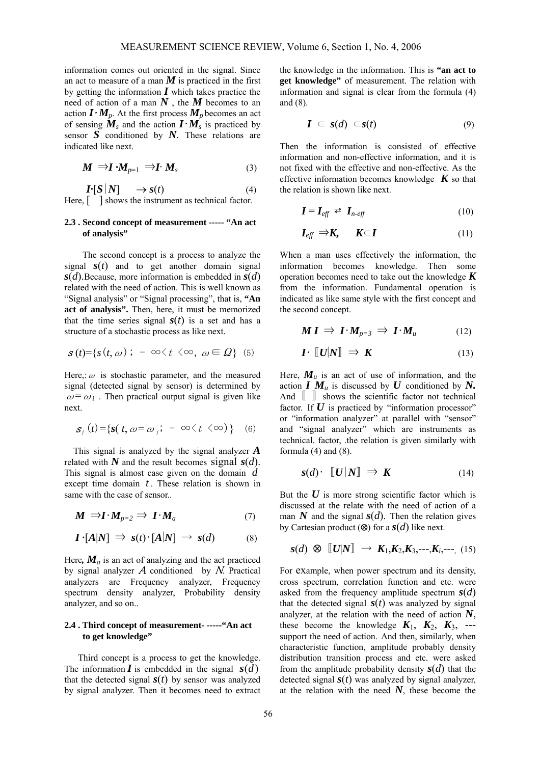information comes out oriented in the signal. Since an act to measure of a man $\boldsymbol{M}$ is practiced in the first by getting the information $\boldsymbol{I}$ which takes practice the need of action of a man $\boldsymbol{N}$, the $\boldsymbol{M}$ becomes to an action $\boldsymbol{I}\cdot \boldsymbol{M}_p$. At the first process $\boldsymbol{M}_p$ becomes an act of sensing $\boldsymbol{M}_s$ and the action $\boldsymbol{I}\cdot \boldsymbol{M}_s$ is practiced by sensor $\boldsymbol{S}$ conditioned by $\boldsymbol{N}$. These relations are indicated like next.

$$\boldsymbol{M} \Rightarrow \boldsymbol{I}\cdot \boldsymbol{M}_{p=1} \Rightarrow \boldsymbol{I}\cdot \boldsymbol{M}_s \tag{3}$$

$$\boldsymbol{I}\cdot[\boldsymbol{S}\,|\,\boldsymbol{N}] \quad \rightarrow \boldsymbol{s}(t) \tag{4}$$

Here, [ ] shows the instrument as technical factor.

### 2.3 . Second concept of measurement ----- "An act of analysis"

The second concept is a process to analyze the signal $\boldsymbol{s}(t)$ and to get another domain signal $\boldsymbol{s}(d)$.Because, more information is embedded in $\boldsymbol{s}(d)$ related with the need of action. This is well known as "Signal analysis" or "Signal processing", that is, **"An act of analysis".** Then, here, it must be memorized that the time series signal $\boldsymbol{s}(t)$ is a set and has a structure of a stochastic process as like next.

$$s(t)=\{s(t,\omega)\ ;\ -\infty < t < \infty,\ \omega \in \Omega\} \tag{5}$$

Here,: $\omega$ is stochastic parameter, and the measured signal (detected signal by sensor) is determined by $\omega=\omega_i$. Then practical output signal is given like next.

$$s_i(t)=\{\boldsymbol{s}(t,\omega=\omega_i\ ;\ -\infty < t < \infty)\} \tag{6}$$

This signal is analyzed by the signal analyzer $\boldsymbol{A}$ related with $\boldsymbol{N}$ and the result becomes signal $\boldsymbol{s}(d)$. This signal is almost case given on the domain $d$ except time domain $t$. These relation is shown in same with the case of sensor..

$$\boldsymbol{M} \Rightarrow \boldsymbol{I}\cdot \boldsymbol{M}_{p=2} \Rightarrow \boldsymbol{I}\cdot \boldsymbol{M}_a \tag{7}$$

$$\boldsymbol{I}\cdot[\boldsymbol{A}|\boldsymbol{N}] \Rightarrow \boldsymbol{s}(t)\cdot[\boldsymbol{A}|\boldsymbol{N}] \rightarrow \boldsymbol{s}(d) \tag{8}$$

Here, $\boldsymbol{M}_a$ is an act of analyzing and the act practiced by signal analyzer $A$ conditioned by $N$. Practical analyzers are Frequency analyzer, Frequency spectrum density analyzer, Probability density analyzer, and so on..

### 2.4 . Third concept of measurement- -----"An act to get knowledge"

Third concept is a process to get the knowledge. The information $\boldsymbol{I}$ is embedded in the signal $\boldsymbol{s}(d)$ that the detected signal $\boldsymbol{s}(t)$ by sensor was analyzed by signal analyzer. Then it becomes need to extract the knowledge in the information. This is **"an act to get knowledge"** of measurement. The relation with information and signal is clear from the formula (4) and (8).

$$\boldsymbol{I} \in \boldsymbol{s}(d) \in \boldsymbol{s}(t) \tag{9}$$

Then the information is consisted of effective information and non-effective information, and it is not fixed with the effective and non-effective. As the effective information becomes knowledge $\boldsymbol{K}$ so that the relation is shown like next.

$$\boldsymbol{I} = \boldsymbol{I}_{eff} \rightleftarrows \boldsymbol{I}_{n\text{-}eff} \tag{10}$$

$$\boldsymbol{I}_{eff} \Rightarrow \boldsymbol{K}, \quad \boldsymbol{K} \in \boldsymbol{I} \tag{11}$$

When a man uses effectively the information, the information becomes knowledge. Then some operation becomes need to take out the knowledge $\boldsymbol{K}$ from the information. Fundamental operation is indicated as like same style with the first concept and the second concept.

$$\boldsymbol{M}\,\boldsymbol{I} \Rightarrow \boldsymbol{I}\cdot \boldsymbol{M}_{p=3} \Rightarrow \boldsymbol{I}\cdot \boldsymbol{M}_u \tag{12}$$

$$\boldsymbol{I}\cdot [\![\boldsymbol{U}|\boldsymbol{N}]\!] \Rightarrow \boldsymbol{K} \tag{13}$$

Here, $\boldsymbol{M}_u$ is an act of use of information, and the action $\boldsymbol{I}\ \boldsymbol{M}_u$ is discussed by $\boldsymbol{U}$ conditioned by $\boldsymbol{N}$. And ⟦ ⟧ shows the scientific factor not technical factor. If $\boldsymbol{U}$ is practiced by "information processor" or "information analyzer" at parallel with "sensor" and "signal analyzer" which are instruments as technical. factor, .the relation is given similarly with formula (4) and (8).

$$\boldsymbol{s}(d)\cdot\ [\![\boldsymbol{U}\,|\,\boldsymbol{N}]\!] \Rightarrow \boldsymbol{K} \tag{14}$$

But the $\boldsymbol{U}$ is more strong scientific factor which is discussed at the relate with the need of action of a man $\boldsymbol{N}$ and the signal $\boldsymbol{s}(d)$. Then the relation gives by Cartesian product (⊗) for a $\boldsymbol{s}(d)$ like next.

$$\boldsymbol{s}(d) \otimes [\![\boldsymbol{U}|\boldsymbol{N}]\!] \rightarrow \boldsymbol{K}_1,\boldsymbol{K}_2,\boldsymbol{K}_3,\text{---},\boldsymbol{K}_i,\text{---}, \tag{15}$$

For example, when power spectrum and its density, cross spectrum, correlation function and etc. were asked from the frequency amplitude spectrum $\boldsymbol{s}(d)$ that the detected signal $\boldsymbol{s}(t)$ was analyzed by signal analyzer, at the relation with the need of action $\boldsymbol{N}$, these become the knowledge $\boldsymbol{K}_1$, $\boldsymbol{K}_2$, $\boldsymbol{K}_3$, --- support the need of action. And then, similarly, when characteristic function, amplitude probably density distribution transition process and etc. were asked from the amplitude probability density $\boldsymbol{s}(d)$ that the detected signal $\boldsymbol{s}(t)$ was analyzed by signal analyzer, at the relation with the need $\boldsymbol{N}$, these become the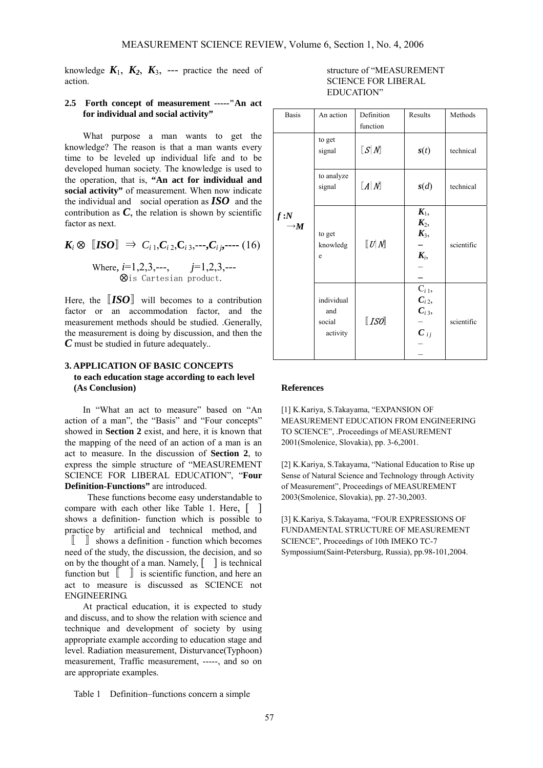knowledge $K_1$, $K_2$, $K_3$, --- practice the need of action.

### 2.5 Forth concept of measurement -----"An act for individual and social activity"

What purpose a man wants to get the knowledge? The reason is that a man wants every time to be leveled up individual life and to be developed human society. The knowledge is used to the operation, that is, **"An act for individual and social activity"** of measurement. When now indicate the individual and social operation as $\boldsymbol{ISO}$ and the contribution as $\boldsymbol{C}$, the relation is shown by scientific factor as next.

$$\boldsymbol{K}_i \otimes \llbracket \boldsymbol{ISO} \rrbracket \Rightarrow C_{i\,1}, \boldsymbol{C}_{i\,2}, \mathbf{C}_{i\,3}, ---, \boldsymbol{C}_{i\,j}, ---- \quad (16)$$

Where, $i$=1,2,3,---, $j$=1,2,3,---
$\otimes$ is Cartesian product.

Here, the $\llbracket \boldsymbol{ISO} \rrbracket$ will becomes to a contribution factor or an accommodation factor, and the measurement methods should be studied. .Generally, the measurement is doing by discussion, and then the $\boldsymbol{C}$ must be studied in future adequately..

## 3. APPLICATION OF BASIC CONCEPTS to each education stage according to each level (As Conclusion)

In "What an act to measure" based on "An action of a man", the "Basis" and "Four concepts" showed in **Section 2** exist, and here, it is known that the mapping of the need of an action of a man is an act to measure. In the discussion of **Section 2**, to express the simple structure of "MEASUREMENT SCIENCE FOR LIBERAL EDUCATION", "**Four Definition-Functions"** are introduced.

These functions become easy understandable to compare with each other like Table 1. Here, [ ] shows a definition- function which is possible to practice by artificial and technical method, and 〚 〛 shows a definition - function which becomes need of the study, the discussion, the decision, and so on by the thought of a man. Namely, [ ] is technical function but 〚 〛 is scientific function, and here an act to measure is discussed as SCIENCE not ENGINEERING.

At practical education, it is expected to study and discuss, and to show the relation with science and technique and development of society by using appropriate example according to education stage and level. Radiation measurement, Disturvance(Typhoon) measurement, Traffic measurement, -----, and so on are appropriate examples.

Table 1 Definition–functions concern a simple structure of "MEASUREMENT SCIENCE FOR LIBERAL EDUCATION"

| Basis | An action | Definition function | Results | Methods |
|---|---|---|---|---|
| $\boldsymbol{f}: \boldsymbol{N} \rightarrow \boldsymbol{M}$ | to get signal | $[S \mid N]$ | $\boldsymbol{s}(t)$ | technical |
| | to analyze signal | $[A \mid N]$ | $\boldsymbol{s}(d)$ | technical |
| | to get knowledge | $\llbracket U \mid N \rrbracket$ | $\boldsymbol{K}_1$, $\boldsymbol{K}_2$, $\boldsymbol{K}_3$, – $\boldsymbol{K}_i$, – – | scientific |
| | individual and social activity | $\llbracket ISO \rrbracket$ | $\mathrm{C}_{i\,1}$, $\boldsymbol{C}_{i\,2}$, $\boldsymbol{C}_{i\,3}$, – $\boldsymbol{C}_{i\,j}$ – – | scientific |

## References

[1] K.Kariya, S.Takayama, "EXPANSION OF MEASUREMENT EDUCATION FROM ENGINEERING TO SCIENCE", .Proceedings of MEASUREMENT 2001(Smolenice, Slovakia), pp. 3-6,2001.

[2] K.Kariya, S.Takayama, "National Education to Rise up Sense of Natural Science and Technology through Activity of Measurement", Proceedings of MEASUREMENT 2003(Smolenice, Slovakia), pp. 27-30,2003.

[3] K.Kariya, S.Takayama, "FOUR EXPRESSIONS OF FUNDAMENTAL STRUCTURE OF MEASUREMENT SCIENCE", Proceedings of 10th IMEKO TC-7 Sympossium(Saint-Petersburg, Russia), pp.98-101,2004.